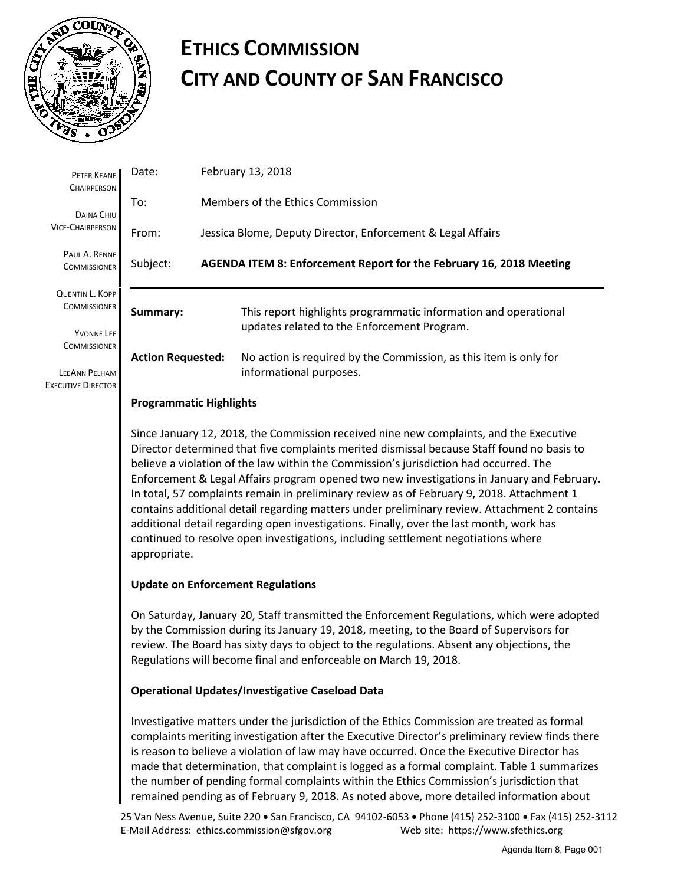# ETHICS COMMISSION
# CITY AND COUNTY OF SAN FRANCISCO

PETER KEANE
CHAIRPERSON

DAINA CHIU
VICE-CHAIRPERSON

PAUL A. RENNE
COMMISSIONER

QUENTIN L. KOPP
COMMISSIONER

YVONNE LEE
COMMISSIONER

LEEANN PELHAM
EXECUTIVE DIRECTOR

Date: February 13, 2018

To: Members of the Ethics Commission

From: Jessica Blome, Deputy Director, Enforcement & Legal Affairs

Subject: **AGENDA ITEM 8: Enforcement Report for the February 16, 2018 Meeting**

**Summary:** This report highlights programmatic information and operational updates related to the Enforcement Program.

**Action Requested:** No action is required by the Commission, as this item is only for informational purposes.

**Programmatic Highlights**

Since January 12, 2018, the Commission received nine new complaints, and the Executive Director determined that five complaints merited dismissal because Staff found no basis to believe a violation of the law within the Commission's jurisdiction had occurred. The Enforcement & Legal Affairs program opened two new investigations in January and February. In total, 57 complaints remain in preliminary review as of February 9, 2018. Attachment 1 contains additional detail regarding matters under preliminary review. Attachment 2 contains additional detail regarding open investigations. Finally, over the last month, work has continued to resolve open investigations, including settlement negotiations where appropriate.

**Update on Enforcement Regulations**

On Saturday, January 20, Staff transmitted the Enforcement Regulations, which were adopted by the Commission during its January 19, 2018, meeting, to the Board of Supervisors for review. The Board has sixty days to object to the regulations. Absent any objections, the Regulations will become final and enforceable on March 19, 2018.

**Operational Updates/Investigative Caseload Data**

Investigative matters under the jurisdiction of the Ethics Commission are treated as formal complaints meriting investigation after the Executive Director's preliminary review finds there is reason to believe a violation of law may have occurred. Once the Executive Director has made that determination, that complaint is logged as a formal complaint. Table 1 summarizes the number of pending formal complaints within the Ethics Commission's jurisdiction that remained pending as of February 9, 2018. As noted above, more detailed information about

25 Van Ness Avenue, Suite 220 • San Francisco, CA 94102-6053 • Phone (415) 252-3100 • Fax (415) 252-3112
E-Mail Address: ethics.commission@sfgov.org Web site: https://www.sfethics.org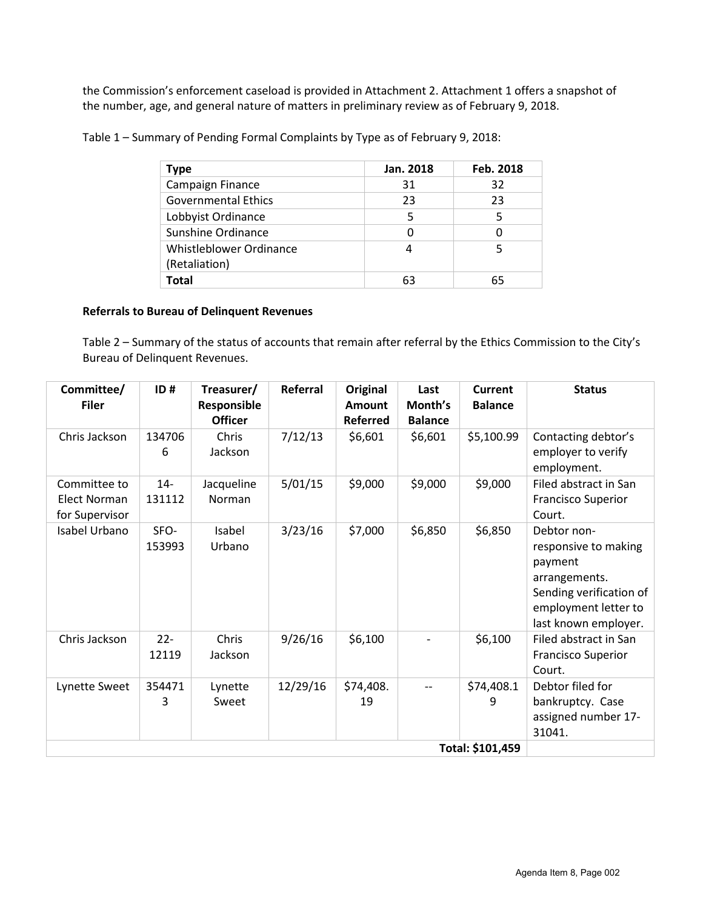the Commission's enforcement caseload is provided in Attachment 2. Attachment 1 offers a snapshot of the number, age, and general nature of matters in preliminary review as of February 9, 2018.

Table 1 – Summary of Pending Formal Complaints by Type as of February 9, 2018:

| Type | Jan. 2018 | Feb. 2018 |
|---|---|---|
| Campaign Finance | 31 | 32 |
| Governmental Ethics | 23 | 23 |
| Lobbyist Ordinance | 5 | 5 |
| Sunshine Ordinance | 0 | 0 |
| Whistleblower Ordinance (Retaliation) | 4 | 5 |
| **Total** | 63 | 65 |

**Referrals to Bureau of Delinquent Revenues**

Table 2 – Summary of the status of accounts that remain after referral by the Ethics Commission to the City's Bureau of Delinquent Revenues.

| Committee/ Filer | ID # | Treasurer/ Responsible Officer | Referral | Original Amount Referred | Last Month's Balance | Current Balance | Status |
|---|---|---|---|---|---|---|---|
| Chris Jackson | 1347066 | Chris Jackson | 7/12/13 | $6,601 | $6,601 | $5,100.99 | Contacting debtor's employer to verify employment. |
| Committee to Elect Norman for Supervisor | 14-131112 | Jacqueline Norman | 5/01/15 | $9,000 | $9,000 | $9,000 | Filed abstract in San Francisco Superior Court. |
| Isabel Urbano | SFO-153993 | Isabel Urbano | 3/23/16 | $7,000 | $6,850 | $6,850 | Debtor non-responsive to making payment arrangements. Sending verification of employment letter to last known employer. |
| Chris Jackson | 22-12119 | Chris Jackson | 9/26/16 | $6,100 | - | $6,100 | Filed abstract in San Francisco Superior Court. |
| Lynette Sweet | 3544713 | Lynette Sweet | 12/29/16 | $74,408.19 | -- | $74,408.19 | Debtor filed for bankruptcy. Case assigned number 17-31041. |
| | | | | | | **Total: $101,459** | |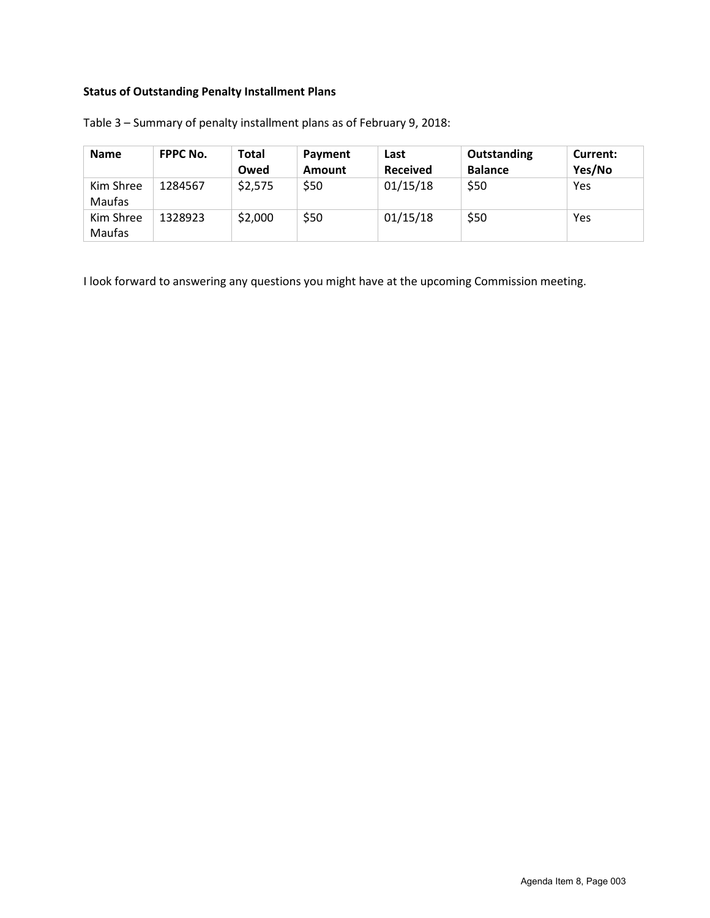**Status of Outstanding Penalty Installment Plans**

Table 3 – Summary of penalty installment plans as of February 9, 2018:

| Name | FPPC No. | Total Owed | Payment Amount | Last Received | Outstanding Balance | Current: Yes/No |
|---|---|---|---|---|---|---|
| Kim Shree Maufas | 1284567 | $2,575 | $50 | 01/15/18 | $50 | Yes |
| Kim Shree Maufas | 1328923 | $2,000 | $50 | 01/15/18 | $50 | Yes |

I look forward to answering any questions you might have at the upcoming Commission meeting.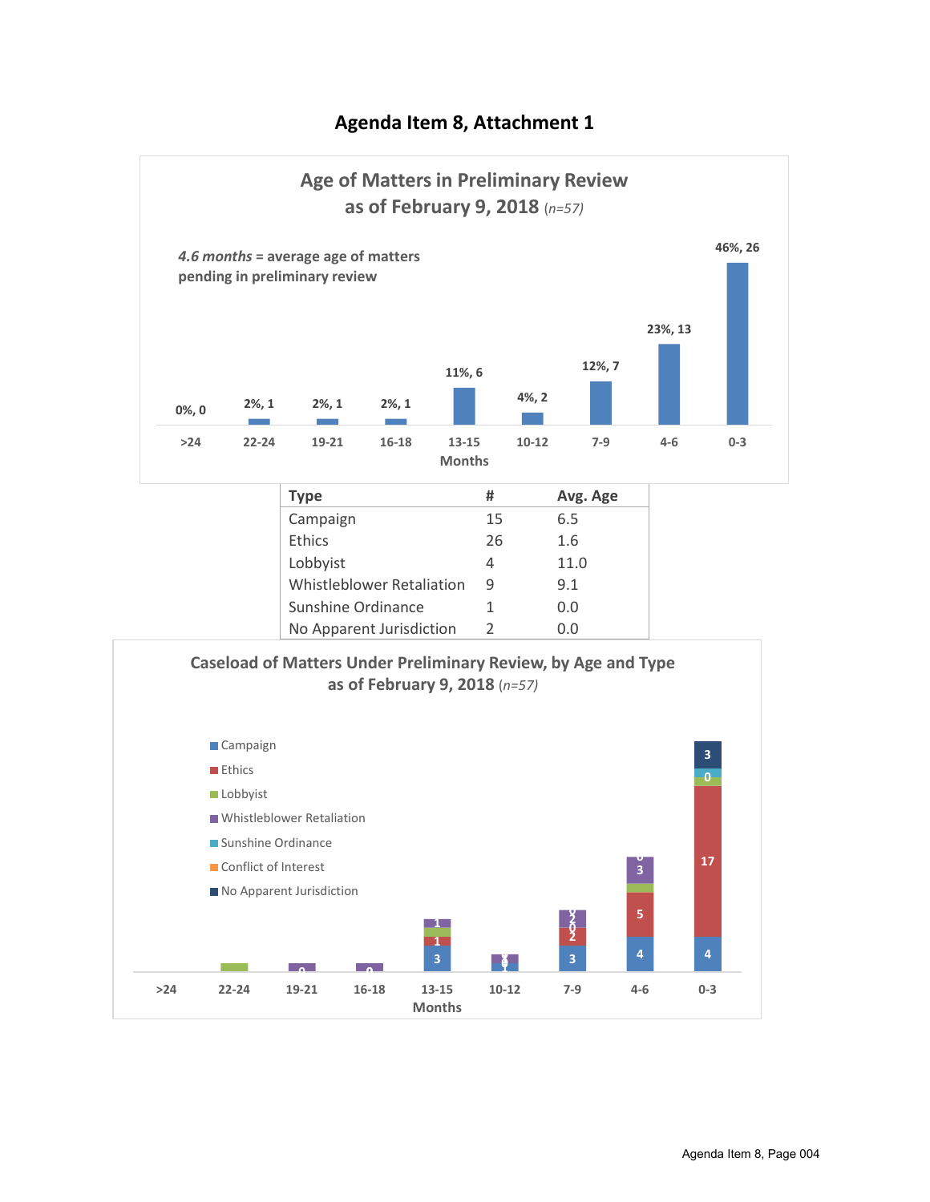# Agenda Item 8, Attachment 1

## Age of Matters in Preliminary Review as of February 9, 2018 *(n=57)*

***4.6 months*** **= average age of matters pending in preliminary review**

| Months | >24 | 22-24 | 19-21 | 16-18 | 13-15 | 10-12 | 7-9 | 4-6 | 0-3 |
|---|---|---|---|---|---|---|---|---|---|
| %, # | 0%, 0 | 2%, 1 | 2%, 1 | 2%, 1 | 11%, 6 | 4%, 2 | 12%, 7 | 23%, 13 | 46%, 26 |

| Type | # | Avg. Age |
|---|---|---|
| Campaign | 15 | 6.5 |
| Ethics | 26 | 1.6 |
| Lobbyist | 4 | 11.0 |
| Whistleblower Retaliation | 9 | 9.1 |
| Sunshine Ordinance | 1 | 0.0 |
| No Apparent Jurisdiction | 2 | 0.0 |

## Caseload of Matters Under Preliminary Review, by Age and Type as of February 9, 2018 *(n=57)*

Legend: Campaign, Ethics, Lobbyist, Whistleblower Retaliation, Sunshine Ordinance, Conflict of Interest, No Apparent Jurisdiction

Months: >24, 22-24, 19-21, 16-18, 13-15, 10-12, 7-9, 4-6, 0-3

- 13-15: Campaign 3, Ethics 1, Lobbyist, Whistleblower Retaliation 1
- 7-9: Campaign 3, Ethics 2, Whistleblower Retaliation 2
- 4-6: Campaign 4, Ethics 5, Lobbyist, Whistleblower Retaliation 3
- 0-3: Campaign 4, Ethics 17, Lobbyist, Sunshine Ordinance 0, No Apparent Jurisdiction 3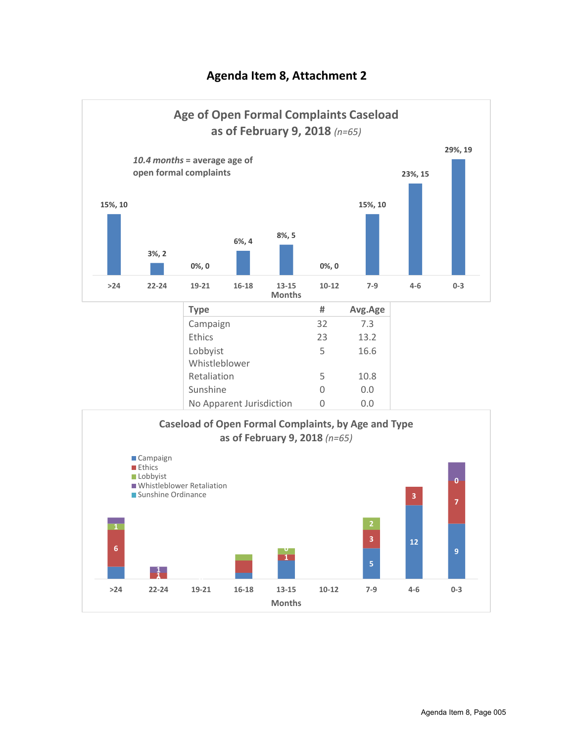# Agenda Item 8, Attachment 2

## Age of Open Formal Complaints Caseload as of February 9, 2018 *(n=65)*

*10.4 months* = average age of open formal complaints

15%, 10
3%, 2
0%, 0
6%, 4
8%, 5
0%, 0
15%, 10
23%, 15
29%, 19

>24
22-24
19-21
16-18
13-15
10-12
7-9
4-6
0-3

Months

| Type | # | Avg.Age |
|---|---|---|
| Campaign | 32 | 7.3 |
| Ethics | 23 | 13.2 |
| Lobbyist | 5 | 16.6 |
| Whistleblower Retaliation | 5 | 10.8 |
| Sunshine | 0 | 0.0 |
| No Apparent Jurisdiction | 0 | 0.0 |

## Caseload of Open Formal Complaints, by Age and Type as of February 9, 2018 *(n=65)*

Campaign
Ethics
Lobbyist
Whistleblower Retaliation
Sunshine Ordinance

1
6
1
1
0
1
2
3
5
3
12
0
7
9

>24
22-24
19-21
16-18
13-15
10-12
7-9
4-6
0-3

Months